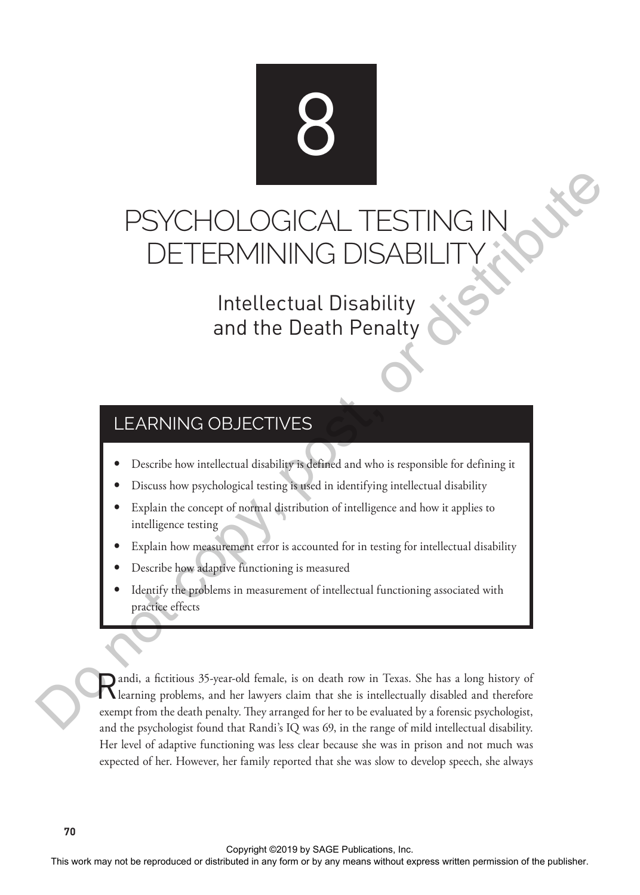# 8

# PSYCHOLOGICAL TESTING IN DETERMINING DISABILITY

## Intellectual Disability and the Death Penalty

## LEARNING OBJECTIVES

- Describe how intellectual disability is defined and who is responsible for defining it
- Discuss how psychological testing is used in identifying intellectual disability
- Explain the concept of normal distribution of intelligence and how it applies to intelligence testing
- Explain how measurement error is accounted for in testing for intellectual disability
- Describe how adaptive functioning is measured
- Identify the problems in measurement of intellectual functioning associated with practice effects

Randi, a fictitious 35-year-old female, is on death row in Texas. She has a long history of learning problems, and her lawyers claim that she is intellectually disabled and therefore exempt from the death penalty. They arranged for her to be evaluated by a forensic psychologist, and the psychologist found that Randi's IQ was 69, in the range of mild intellectual disability. Her level of adaptive functioning was less clear because she was in prison and not much was expected of her. However, her family reported that she was slow to develop speech, she always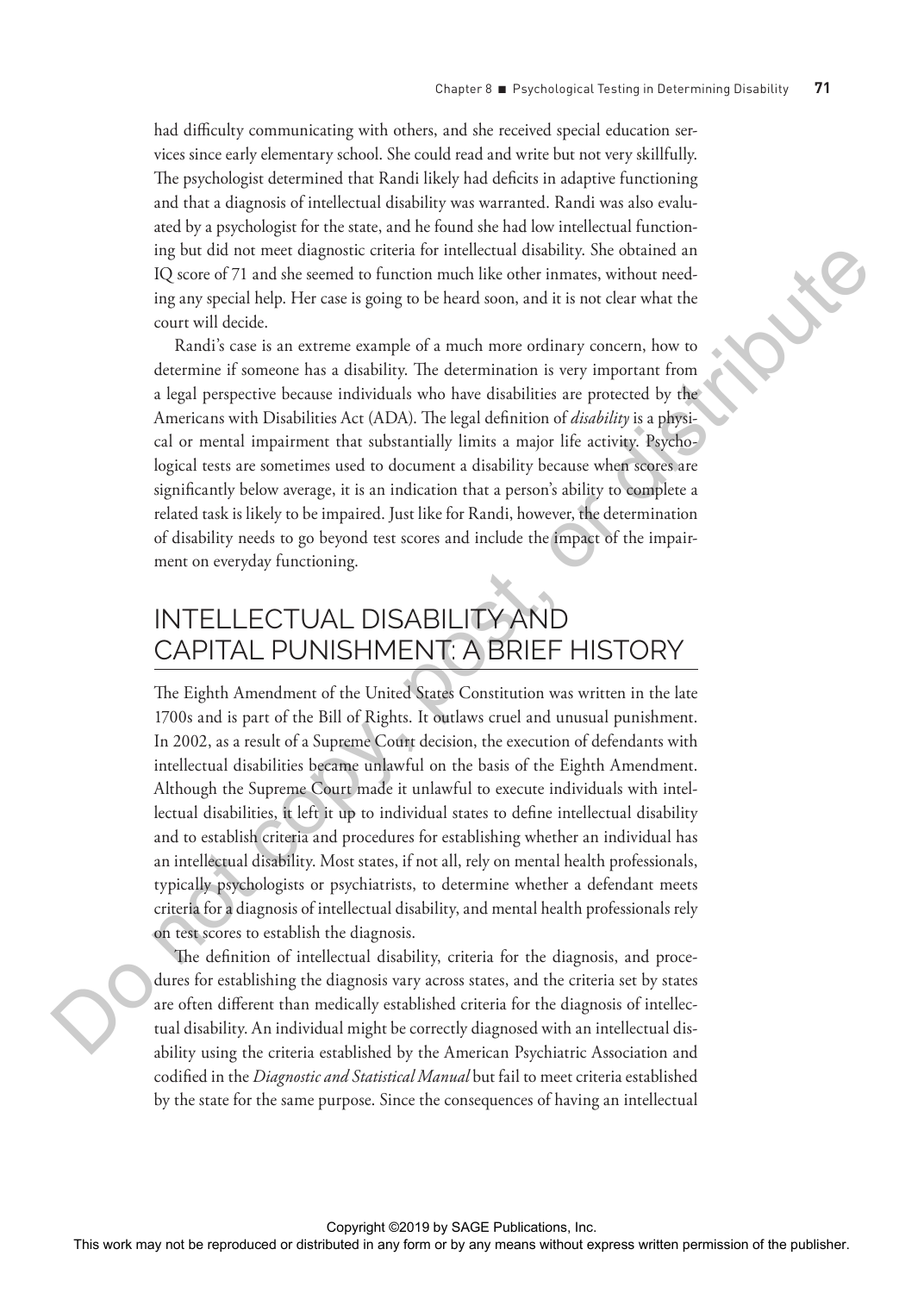had difficulty communicating with others, and she received special education services since early elementary school. She could read and write but not very skillfully. The psychologist determined that Randi likely had deficits in adaptive functioning and that a diagnosis of intellectual disability was warranted. Randi was also evaluated by a psychologist for the state, and he found she had low intellectual functioning but did not meet diagnostic criteria for intellectual disability. She obtained an IQ score of 71 and she seemed to function much like other inmates, without needing any special help. Her case is going to be heard soon, and it is not clear what the court will decide.

Randi's case is an extreme example of a much more ordinary concern, how to determine if someone has a disability. The determination is very important from a legal perspective because individuals who have disabilities are protected by the Americans with Disabilities Act (ADA). The legal definition of *disability* is a physical or mental impairment that substantially limits a major life activity. Psychological tests are sometimes used to document a disability because when scores are significantly below average, it is an indication that a person's ability to complete a related task is likely to be impaired. Just like for Randi, however, the determination of disability needs to go beyond test scores and include the impact of the impairment on everyday functioning.

## INTELLECTUAL DISABILITY AND CAPITAL PUNISHMENT: A BRIEF HISTORY

The Eighth Amendment of the United States Constitution was written in the late 1700s and is part of the Bill of Rights. It outlaws cruel and unusual punishment. In 2002, as a result of a Supreme Court decision, the execution of defendants with intellectual disabilities became unlawful on the basis of the Eighth Amendment. Although the Supreme Court made it unlawful to execute individuals with intellectual disabilities, it left it up to individual states to define intellectual disability and to establish criteria and procedures for establishing whether an individual has an intellectual disability. Most states, if not all, rely on mental health professionals, typically psychologists or psychiatrists, to determine whether a defendant meets criteria for a diagnosis of intellectual disability, and mental health professionals rely on test scores to establish the diagnosis.

The definition of intellectual disability, criteria for the diagnosis, and procedures for establishing the diagnosis vary across states, and the criteria set by states are often different than medically established criteria for the diagnosis of intellectual disability. An individual might be correctly diagnosed with an intellectual disability using the criteria established by the American Psychiatric Association and codified in the *Diagnostic and Statistical Manual* but fail to meet criteria established by the state for the same purpose. Since the consequences of having an intellectual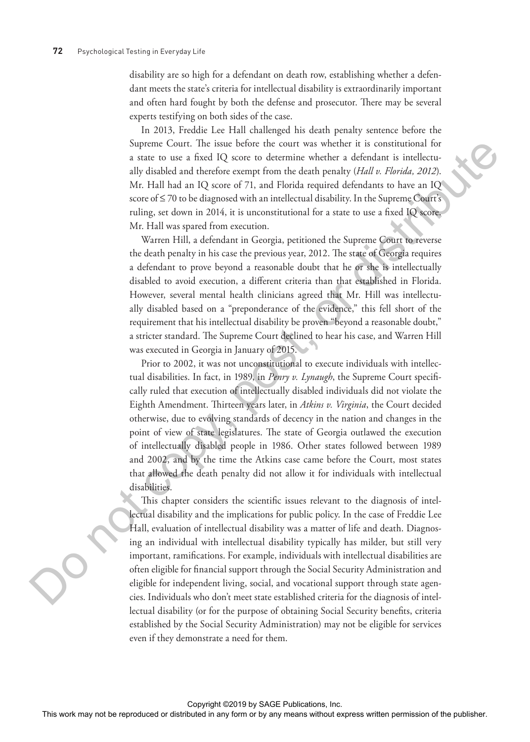disability are so high for a defendant on death row, establishing whether a defendant meets the state's criteria for intellectual disability is extraordinarily important and often hard fought by both the defense and prosecutor. There may be several experts testifying on both sides of the case.

In 2013, Freddie Lee Hall challenged his death penalty sentence before the Supreme Court. The issue before the court was whether it is constitutional for a state to use a fixed IQ score to determine whether a defendant is intellectually disabled and therefore exempt from the death penalty (*Hall v. Florida, 2012*). Mr. Hall had an IQ score of 71, and Florida required defendants to have an IQ score of ≤ 70 to be diagnosed with an intellectual disability. In the Supreme Court's ruling, set down in 2014, it is unconstitutional for a state to use a fixed IQ score. Mr. Hall was spared from execution.

Warren Hill, a defendant in Georgia, petitioned the Supreme Court to reverse the death penalty in his case the previous year, 2012. The state of Georgia requires a defendant to prove beyond a reasonable doubt that he or she is intellectually disabled to avoid execution, a different criteria than that established in Florida. However, several mental health clinicians agreed that Mr. Hill was intellectually disabled based on a "preponderance of the evidence," this fell short of the requirement that his intellectual disability be proven "beyond a reasonable doubt," a stricter standard. The Supreme Court declined to hear his case, and Warren Hill was executed in Georgia in January of 2015.

Prior to 2002, it was not unconstitutional to execute individuals with intellectual disabilities. In fact, in 1989, in *Penry v. Lynaugh*, the Supreme Court specifically ruled that execution of intellectually disabled individuals did not violate the Eighth Amendment. Thirteen years later, in *Atkins v. Virginia*, the Court decided otherwise, due to evolving standards of decency in the nation and changes in the point of view of state legislatures. The state of Georgia outlawed the execution of intellectually disabled people in 1986. Other states followed between 1989 and 2002, and by the time the Atkins case came before the Court, most states that allowed the death penalty did not allow it for individuals with intellectual disabilities.

This chapter considers the scientific issues relevant to the diagnosis of intellectual disability and the implications for public policy. In the case of Freddie Lee Hall, evaluation of intellectual disability was a matter of life and death. Diagnosing an individual with intellectual disability typically has milder, but still very important, ramifications. For example, individuals with intellectual disabilities are often eligible for financial support through the Social Security Administration and eligible for independent living, social, and vocational support through state agencies. Individuals who don't meet state established criteria for the diagnosis of intellectual disability (or for the purpose of obtaining Social Security benefits, criteria established by the Social Security Administration) may not be eligible for services even if they demonstrate a need for them.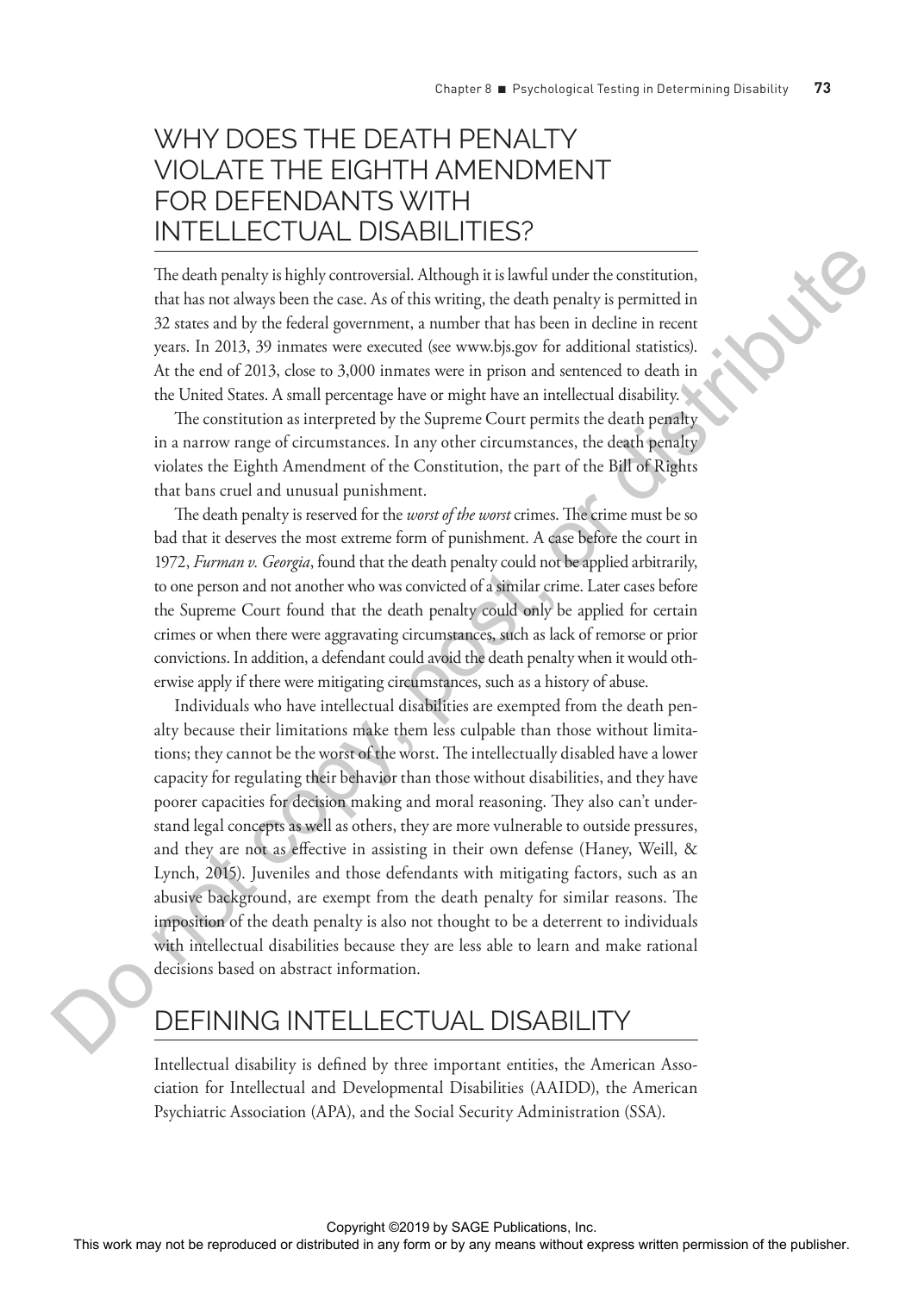## WHY DOES THE DEATH PENALTY VIOLATE THE EIGHTH AMENDMENT FOR DEFENDANTS WITH INTELLECTUAL DISABILITIES?

The death penalty is highly controversial. Although it is lawful under the constitution, that has not always been the case. As of this writing, the death penalty is permitted in 32 states and by the federal government, a number that has been in decline in recent years. In 2013, 39 inmates were executed (see www.bjs.gov for additional statistics). At the end of 2013, close to 3,000 inmates were in prison and sentenced to death in the United States. A small percentage have or might have an intellectual disability.

The constitution as interpreted by the Supreme Court permits the death penalty in a narrow range of circumstances. In any other circumstances, the death penalty violates the Eighth Amendment of the Constitution, the part of the Bill of Rights that bans cruel and unusual punishment.

The death penalty is reserved for the *worst of the worst* crimes. The crime must be so bad that it deserves the most extreme form of punishment. A case before the court in 1972, *Furman v. Georgia*, found that the death penalty could not be applied arbitrarily, to one person and not another who was convicted of a similar crime. Later cases before the Supreme Court found that the death penalty could only be applied for certain crimes or when there were aggravating circumstances, such as lack of remorse or prior convictions. In addition, a defendant could avoid the death penalty when it would otherwise apply if there were mitigating circumstances, such as a history of abuse.

Individuals who have intellectual disabilities are exempted from the death penalty because their limitations make them less culpable than those without limitations; they cannot be the worst of the worst. The intellectually disabled have a lower capacity for regulating their behavior than those without disabilities, and they have poorer capacities for decision making and moral reasoning. They also can't understand legal concepts as well as others, they are more vulnerable to outside pressures, and they are not as effective in assisting in their own defense (Haney, Weill, & Lynch, 2015). Juveniles and those defendants with mitigating factors, such as an abusive background, are exempt from the death penalty for similar reasons. The imposition of the death penalty is also not thought to be a deterrent to individuals with intellectual disabilities because they are less able to learn and make rational decisions based on abstract information.

## DEFINING INTELLECTUAL DISABILITY

Intellectual disability is defined by three important entities, the American Association for Intellectual and Developmental Disabilities (AAIDD), the American Psychiatric Association (APA), and the Social Security Administration (SSA).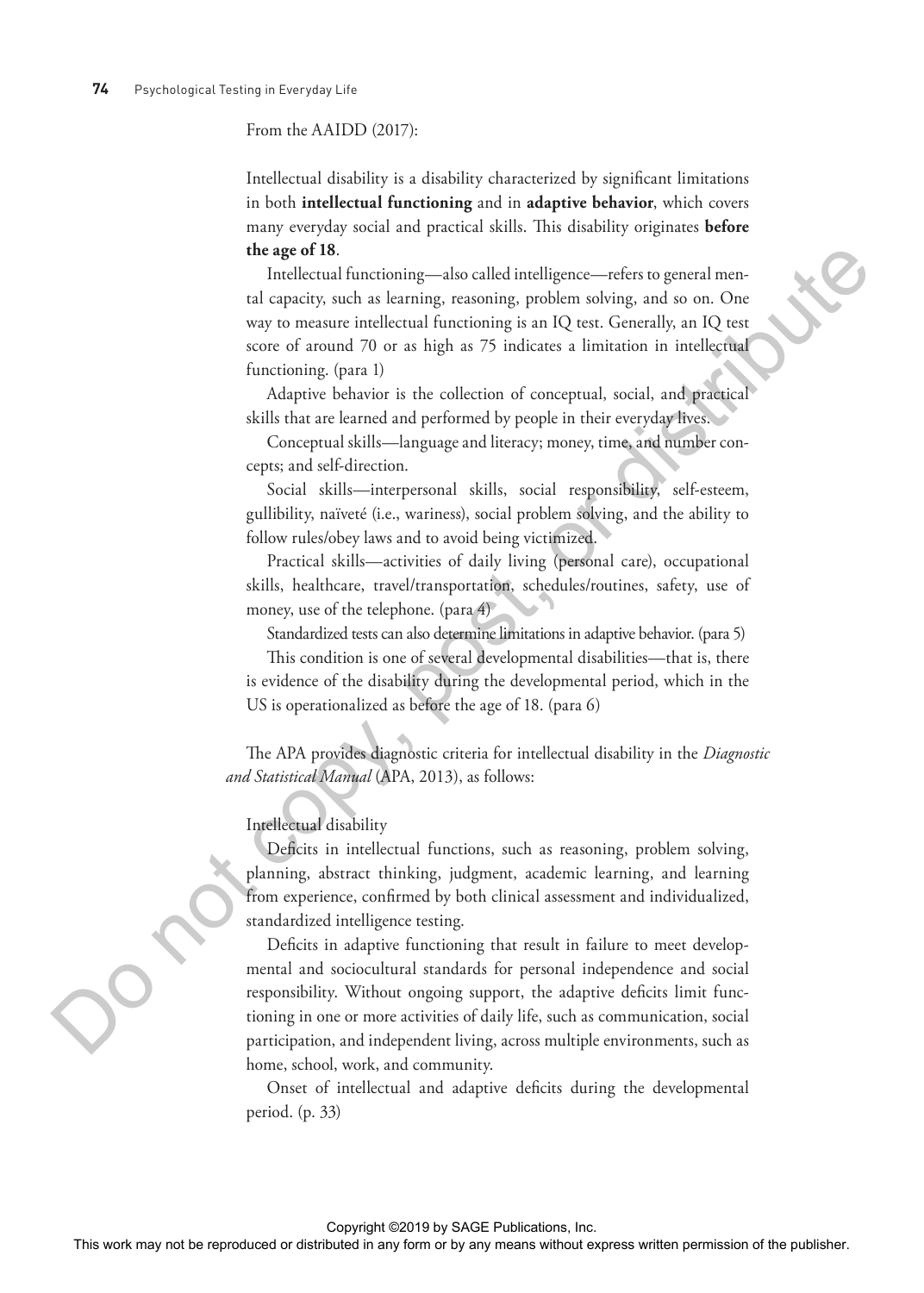From the AAIDD (2017):

> Intellectual disability is a disability characterized by significant limitations in both **intellectual functioning** and in **adaptive behavior**, which covers many everyday social and practical skills. This disability originates **before the age of 18**.
>
> Intellectual functioning—also called intelligence—refers to general mental capacity, such as learning, reasoning, problem solving, and so on. One way to measure intellectual functioning is an IQ test. Generally, an IQ test score of around 70 or as high as 75 indicates a limitation in intellectual functioning. (para 1)
>
> Adaptive behavior is the collection of conceptual, social, and practical skills that are learned and performed by people in their everyday lives.
>
> Conceptual skills—language and literacy; money, time, and number concepts; and self-direction.
>
> Social skills—interpersonal skills, social responsibility, self-esteem, gullibility, naïveté (i.e., wariness), social problem solving, and the ability to follow rules/obey laws and to avoid being victimized.
>
> Practical skills—activities of daily living (personal care), occupational skills, healthcare, travel/transportation, schedules/routines, safety, use of money, use of the telephone. (para 4)
>
> Standardized tests can also determine limitations in adaptive behavior. (para 5)
>
> This condition is one of several developmental disabilities—that is, there is evidence of the disability during the developmental period, which in the US is operationalized as before the age of 18. (para 6)

The APA provides diagnostic criteria for intellectual disability in the *Diagnostic and Statistical Manual* (APA, 2013), as follows:

> Intellectual disability
>
> Deficits in intellectual functions, such as reasoning, problem solving, planning, abstract thinking, judgment, academic learning, and learning from experience, confirmed by both clinical assessment and individualized, standardized intelligence testing.
>
> Deficits in adaptive functioning that result in failure to meet developmental and sociocultural standards for personal independence and social responsibility. Without ongoing support, the adaptive deficits limit functioning in one or more activities of daily life, such as communication, social participation, and independent living, across multiple environments, such as home, school, work, and community.
>
> Onset of intellectual and adaptive deficits during the developmental period. (p. 33)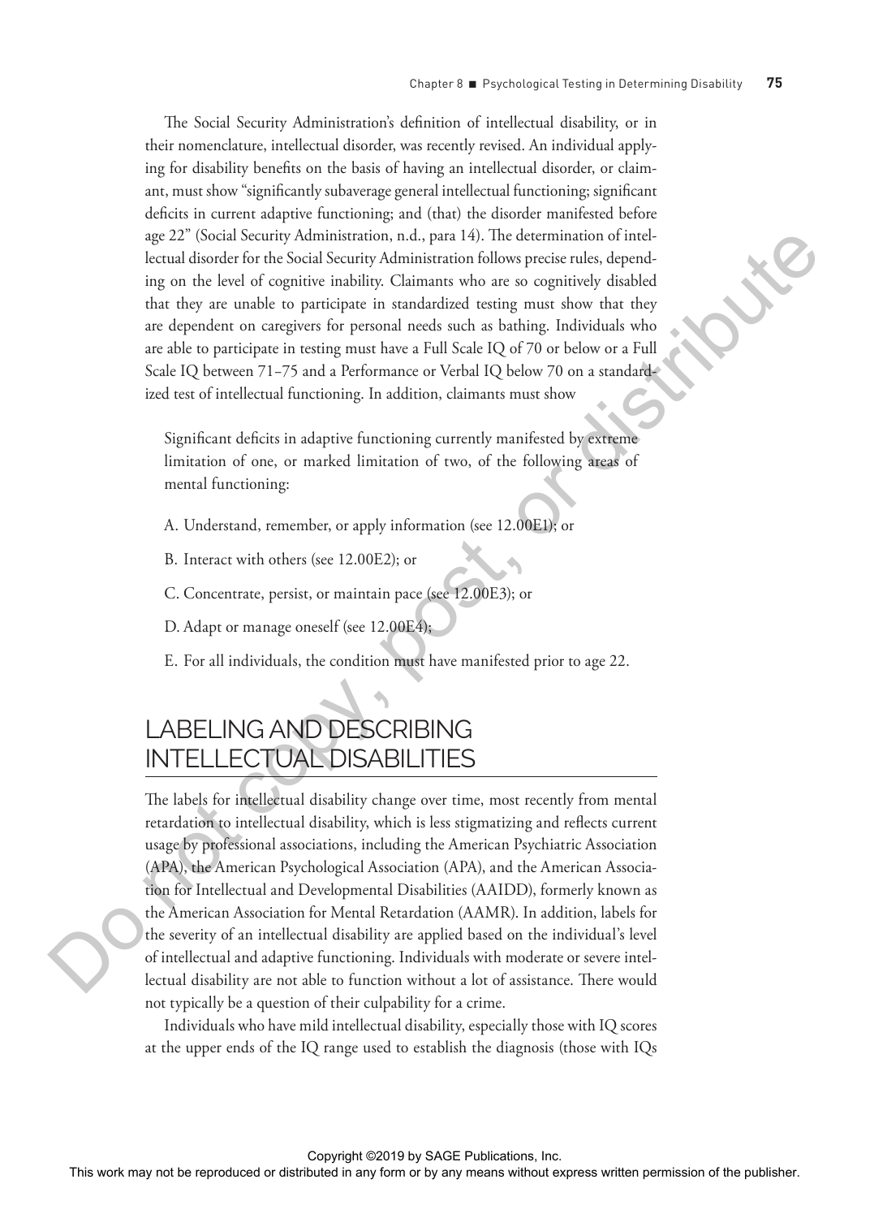The Social Security Administration's definition of intellectual disability, or in their nomenclature, intellectual disorder, was recently revised. An individual applying for disability benefits on the basis of having an intellectual disorder, or claimant, must show "significantly subaverage general intellectual functioning; significant deficits in current adaptive functioning; and (that) the disorder manifested before age 22" (Social Security Administration, n.d., para 14). The determination of intellectual disorder for the Social Security Administration follows precise rules, depending on the level of cognitive inability. Claimants who are so cognitively disabled that they are unable to participate in standardized testing must show that they are dependent on caregivers for personal needs such as bathing. Individuals who are able to participate in testing must have a Full Scale IQ of 70 or below or a Full Scale IQ between 71–75 and a Performance or Verbal IQ below 70 on a standardized test of intellectual functioning. In addition, claimants must show

> Significant deficits in adaptive functioning currently manifested by extreme limitation of one, or marked limitation of two, of the following areas of mental functioning:
>
> A. Understand, remember, or apply information (see 12.00E1); or
>
> B. Interact with others (see 12.00E2); or
>
> C. Concentrate, persist, or maintain pace (see 12.00E3); or
>
> D. Adapt or manage oneself (see 12.00E4);
>
> E. For all individuals, the condition must have manifested prior to age 22.

## LABELING AND DESCRIBING INTELLECTUAL DISABILITIES

The labels for intellectual disability change over time, most recently from mental retardation to intellectual disability, which is less stigmatizing and reflects current usage by professional associations, including the American Psychiatric Association (APA), the American Psychological Association (APA), and the American Association for Intellectual and Developmental Disabilities (AAIDD), formerly known as the American Association for Mental Retardation (AAMR). In addition, labels for the severity of an intellectual disability are applied based on the individual's level of intellectual and adaptive functioning. Individuals with moderate or severe intellectual disability are not able to function without a lot of assistance. There would not typically be a question of their culpability for a crime.

Individuals who have mild intellectual disability, especially those with IQ scores at the upper ends of the IQ range used to establish the diagnosis (those with IQs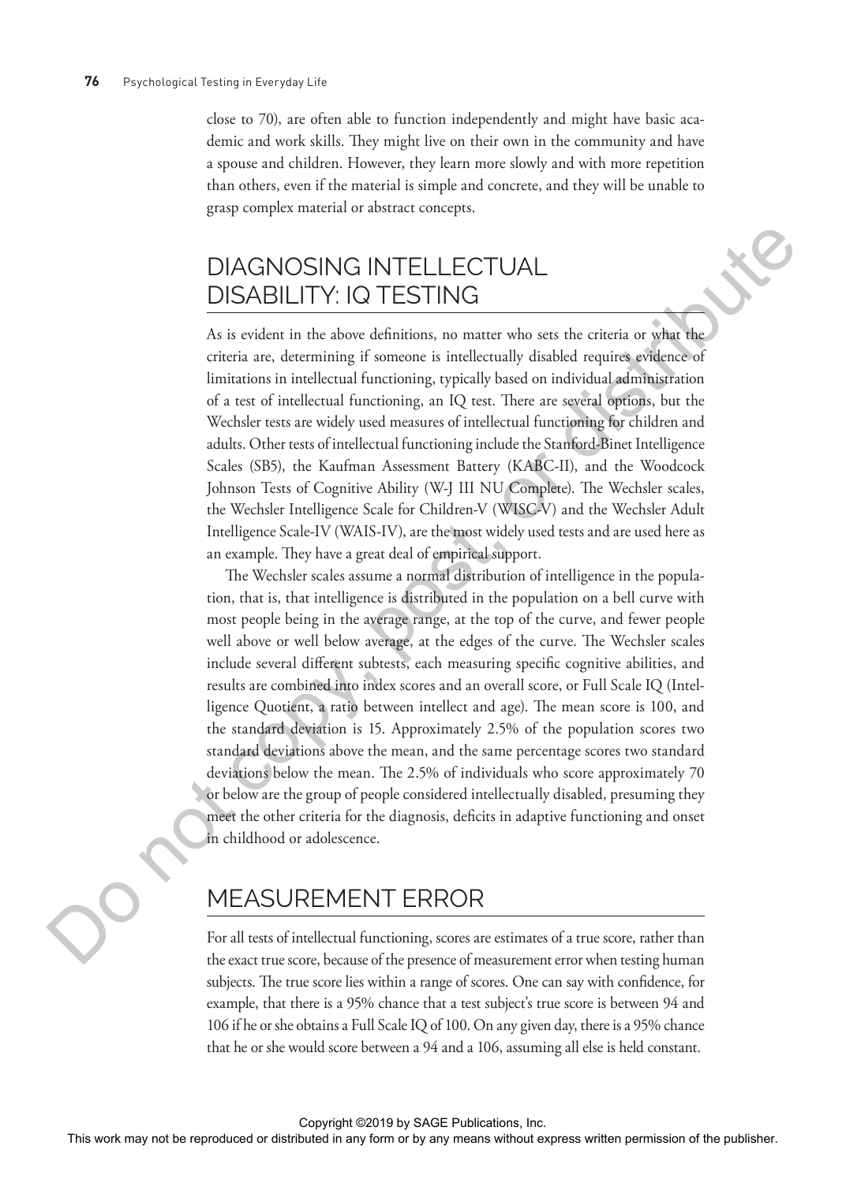close to 70), are often able to function independently and might have basic academic and work skills. They might live on their own in the community and have a spouse and children. However, they learn more slowly and with more repetition than others, even if the material is simple and concrete, and they will be unable to grasp complex material or abstract concepts.

## DIAGNOSING INTELLECTUAL DISABILITY: IQ TESTING

As is evident in the above definitions, no matter who sets the criteria or what the criteria are, determining if someone is intellectually disabled requires evidence of limitations in intellectual functioning, typically based on individual administration of a test of intellectual functioning, an IQ test. There are several options, but the Wechsler tests are widely used measures of intellectual functioning for children and adults. Other tests of intellectual functioning include the Stanford-Binet Intelligence Scales (SB5), the Kaufman Assessment Battery (KABC-II), and the Woodcock Johnson Tests of Cognitive Ability (W-J III NU Complete). The Wechsler scales, the Wechsler Intelligence Scale for Children-V (WISC-V) and the Wechsler Adult Intelligence Scale-IV (WAIS-IV), are the most widely used tests and are used here as an example. They have a great deal of empirical support.

The Wechsler scales assume a normal distribution of intelligence in the population, that is, that intelligence is distributed in the population on a bell curve with most people being in the average range, at the top of the curve, and fewer people well above or well below average, at the edges of the curve. The Wechsler scales include several different subtests, each measuring specific cognitive abilities, and results are combined into index scores and an overall score, or Full Scale IQ (Intelligence Quotient, a ratio between intellect and age). The mean score is 100, and the standard deviation is 15. Approximately 2.5% of the population scores two standard deviations above the mean, and the same percentage scores two standard deviations below the mean. The 2.5% of individuals who score approximately 70 or below are the group of people considered intellectually disabled, presuming they meet the other criteria for the diagnosis, deficits in adaptive functioning and onset in childhood or adolescence.

## MEASUREMENT ERROR

For all tests of intellectual functioning, scores are estimates of a true score, rather than the exact true score, because of the presence of measurement error when testing human subjects. The true score lies within a range of scores. One can say with confidence, for example, that there is a 95% chance that a test subject's true score is between 94 and 106 if he or she obtains a Full Scale IQ of 100. On any given day, there is a 95% chance that he or she would score between a 94 and a 106, assuming all else is held constant.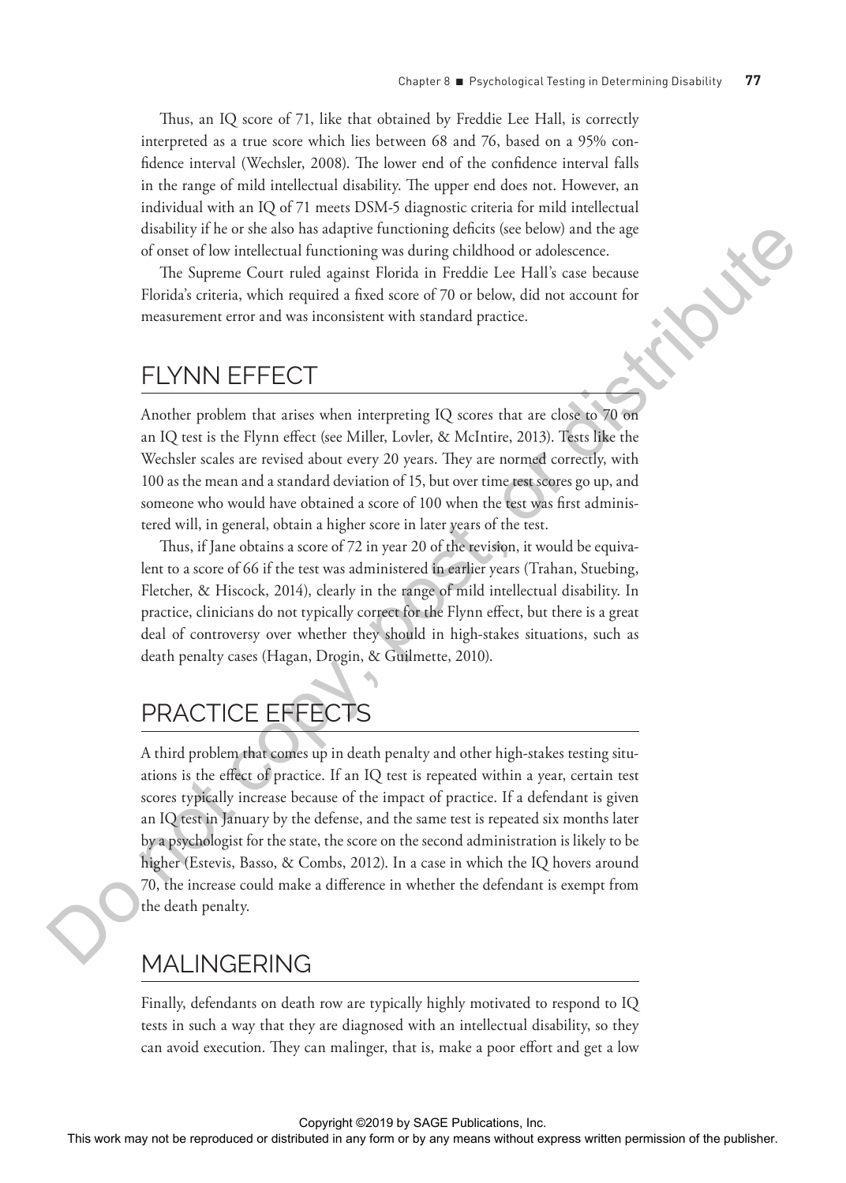Thus, an IQ score of 71, like that obtained by Freddie Lee Hall, is correctly interpreted as a true score which lies between 68 and 76, based on a 95% confidence interval (Wechsler, 2008). The lower end of the confidence interval falls in the range of mild intellectual disability. The upper end does not. However, an individual with an IQ of 71 meets DSM-5 diagnostic criteria for mild intellectual disability if he or she also has adaptive functioning deficits (see below) and the age of onset of low intellectual functioning was during childhood or adolescence.

The Supreme Court ruled against Florida in Freddie Lee Hall's case because Florida's criteria, which required a fixed score of 70 or below, did not account for measurement error and was inconsistent with standard practice.

## FLYNN EFFECT

Another problem that arises when interpreting IQ scores that are close to 70 on an IQ test is the Flynn effect (see Miller, Lovler, & McIntire, 2013). Tests like the Wechsler scales are revised about every 20 years. They are normed correctly, with 100 as the mean and a standard deviation of 15, but over time test scores go up, and someone who would have obtained a score of 100 when the test was first administered will, in general, obtain a higher score in later years of the test.

Thus, if Jane obtains a score of 72 in year 20 of the revision, it would be equivalent to a score of 66 if the test was administered in earlier years (Trahan, Stuebing, Fletcher, & Hiscock, 2014), clearly in the range of mild intellectual disability. In practice, clinicians do not typically correct for the Flynn effect, but there is a great deal of controversy over whether they should in high-stakes situations, such as death penalty cases (Hagan, Drogin, & Guilmette, 2010).

## PRACTICE EFFECTS

A third problem that comes up in death penalty and other high-stakes testing situations is the effect of practice. If an IQ test is repeated within a year, certain test scores typically increase because of the impact of practice. If a defendant is given an IQ test in January by the defense, and the same test is repeated six months later by a psychologist for the state, the score on the second administration is likely to be higher (Estevis, Basso, & Combs, 2012). In a case in which the IQ hovers around 70, the increase could make a difference in whether the defendant is exempt from the death penalty.

## MALINGERING

Finally, defendants on death row are typically highly motivated to respond to IQ tests in such a way that they are diagnosed with an intellectual disability, so they can avoid execution. They can malinger, that is, make a poor effort and get a low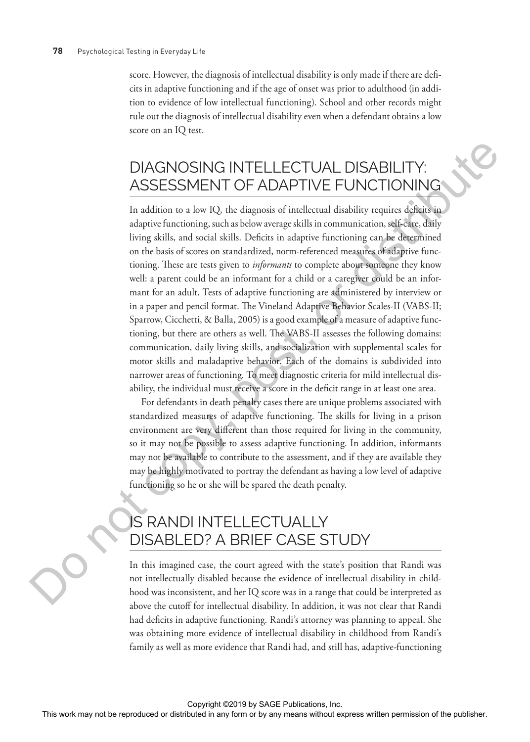score. However, the diagnosis of intellectual disability is only made if there are deficits in adaptive functioning and if the age of onset was prior to adulthood (in addition to evidence of low intellectual functioning). School and other records might rule out the diagnosis of intellectual disability even when a defendant obtains a low score on an IQ test.

## DIAGNOSING INTELLECTUAL DISABILITY: ASSESSMENT OF ADAPTIVE FUNCTIONING

In addition to a low IQ, the diagnosis of intellectual disability requires deficits in adaptive functioning, such as below average skills in communication, self-care, daily living skills, and social skills. Deficits in adaptive functioning can be determined on the basis of scores on standardized, norm-referenced measures of adaptive functioning. These are tests given to *informants* to complete about someone they know well: a parent could be an informant for a child or a caregiver could be an informant for an adult. Tests of adaptive functioning are administered by interview or in a paper and pencil format. The Vineland Adaptive Behavior Scales-II (VABS-II; Sparrow, Cicchetti, & Balla, 2005) is a good example of a measure of adaptive functioning, but there are others as well. The VABS-II assesses the following domains: communication, daily living skills, and socialization with supplemental scales for motor skills and maladaptive behavior. Each of the domains is subdivided into narrower areas of functioning. To meet diagnostic criteria for mild intellectual disability, the individual must receive a score in the deficit range in at least one area.

For defendants in death penalty cases there are unique problems associated with standardized measures of adaptive functioning. The skills for living in a prison environment are very different than those required for living in the community, so it may not be possible to assess adaptive functioning. In addition, informants may not be available to contribute to the assessment, and if they are available they may be highly motivated to portray the defendant as having a low level of adaptive functioning so he or she will be spared the death penalty.

## IS RANDI INTELLECTUALLY DISABLED? A BRIEF CASE STUDY

In this imagined case, the court agreed with the state's position that Randi was not intellectually disabled because the evidence of intellectual disability in childhood was inconsistent, and her IQ score was in a range that could be interpreted as above the cutoff for intellectual disability. In addition, it was not clear that Randi had deficits in adaptive functioning. Randi's attorney was planning to appeal. She was obtaining more evidence of intellectual disability in childhood from Randi's family as well as more evidence that Randi had, and still has, adaptive-functioning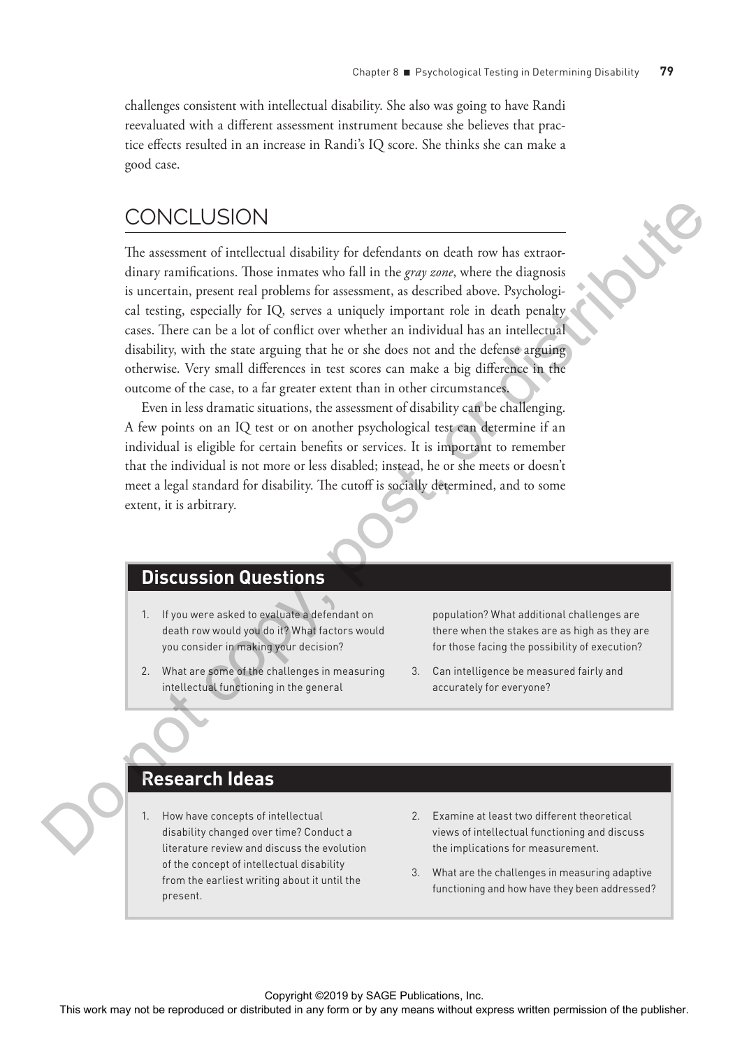challenges consistent with intellectual disability. She also was going to have Randi reevaluated with a different assessment instrument because she believes that practice effects resulted in an increase in Randi's IQ score. She thinks she can make a good case.

## CONCLUSION

The assessment of intellectual disability for defendants on death row has extraordinary ramifications. Those inmates who fall in the *gray zone*, where the diagnosis is uncertain, present real problems for assessment, as described above. Psychological testing, especially for IQ, serves a uniquely important role in death penalty cases. There can be a lot of conflict over whether an individual has an intellectual disability, with the state arguing that he or she does not and the defense arguing otherwise. Very small differences in test scores can make a big difference in the outcome of the case, to a far greater extent than in other circumstances.

Even in less dramatic situations, the assessment of disability can be challenging. A few points on an IQ test or on another psychological test can determine if an individual is eligible for certain benefits or services. It is important to remember that the individual is not more or less disabled; instead, he or she meets or doesn't meet a legal standard for disability. The cutoff is socially determined, and to some extent, it is arbitrary.

### Discussion Questions

1. If you were asked to evaluate a defendant on death row would you do it? What factors would you consider in making your decision?
2. What are some of the challenges in measuring intellectual functioning in the general population? What additional challenges are there when the stakes are as high as they are for those facing the possibility of execution?
3. Can intelligence be measured fairly and accurately for everyone?

### Research Ideas

1. How have concepts of intellectual disability changed over time? Conduct a literature review and discuss the evolution of the concept of intellectual disability from the earliest writing about it until the present.
2. Examine at least two different theoretical views of intellectual functioning and discuss the implications for measurement.
3. What are the challenges in measuring adaptive functioning and how have they been addressed?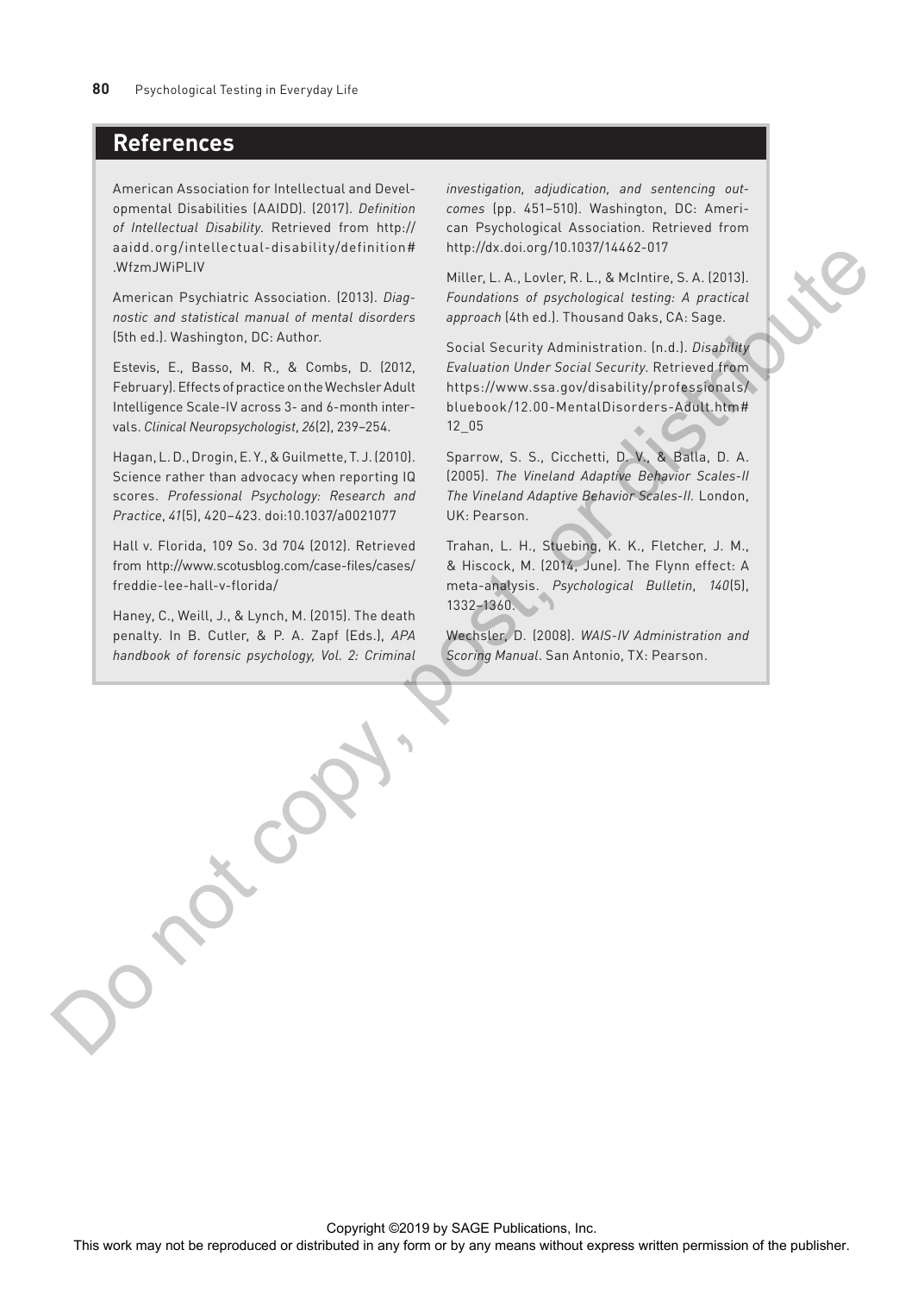## References

American Association for Intellectual and Developmental Disabilities (AAIDD). (2017). *Definition of Intellectual Disability*. Retrieved from http://aaidd.org/intellectual-disability/definition#.WfzmJWiPLIV

American Psychiatric Association. (2013). *Diagnostic and statistical manual of mental disorders* (5th ed.). Washington, DC: Author.

Estevis, E., Basso, M. R., & Combs, D. (2012, February). Effects of practice on the Wechsler Adult Intelligence Scale-IV across 3- and 6-month intervals. *Clinical Neuropsychologist*, *26*(2), 239–254.

Hagan, L. D., Drogin, E. Y., & Guilmette, T. J. (2010). Science rather than advocacy when reporting IQ scores. *Professional Psychology: Research and Practice*, *41*(5), 420–423. doi:10.1037/a0021077

Hall v. Florida, 109 So. 3d 704 (2012). Retrieved from http://www.scotusblog.com/case-files/cases/freddie-lee-hall-v-florida/

Haney, C., Weill, J., & Lynch, M. (2015). The death penalty. In B. Cutler, & P. A. Zapf (Eds.), *APA handbook of forensic psychology, Vol. 2: Criminal investigation, adjudication, and sentencing outcomes* (pp. 451–510). Washington, DC: American Psychological Association. Retrieved from http://dx.doi.org/10.1037/14462-017

Miller, L. A., Lovler, R. L., & McIntire, S. A. (2013). *Foundations of psychological testing: A practical approach* (4th ed.). Thousand Oaks, CA: Sage.

Social Security Administration. (n.d.). *Disability Evaluation Under Social Security*. Retrieved from https://www.ssa.gov/disability/professionals/bluebook/12.00-MentalDisorders-Adult.htm#12_05

Sparrow, S. S., Cicchetti, D. V., & Balla, D. A. (2005). *The Vineland Adaptive Behavior Scales-II The Vineland Adaptive Behavior Scales-II*. London, UK: Pearson.

Trahan, L. H., Stuebing, K. K., Fletcher, J. M., & Hiscock, M. (2014, June). The Flynn effect: A meta-analysis. *Psychological Bulletin*, *140*(5), 1332–1360.

Wechsler, D. (2008). *WAIS-IV Administration and Scoring Manual*. San Antonio, TX: Pearson.